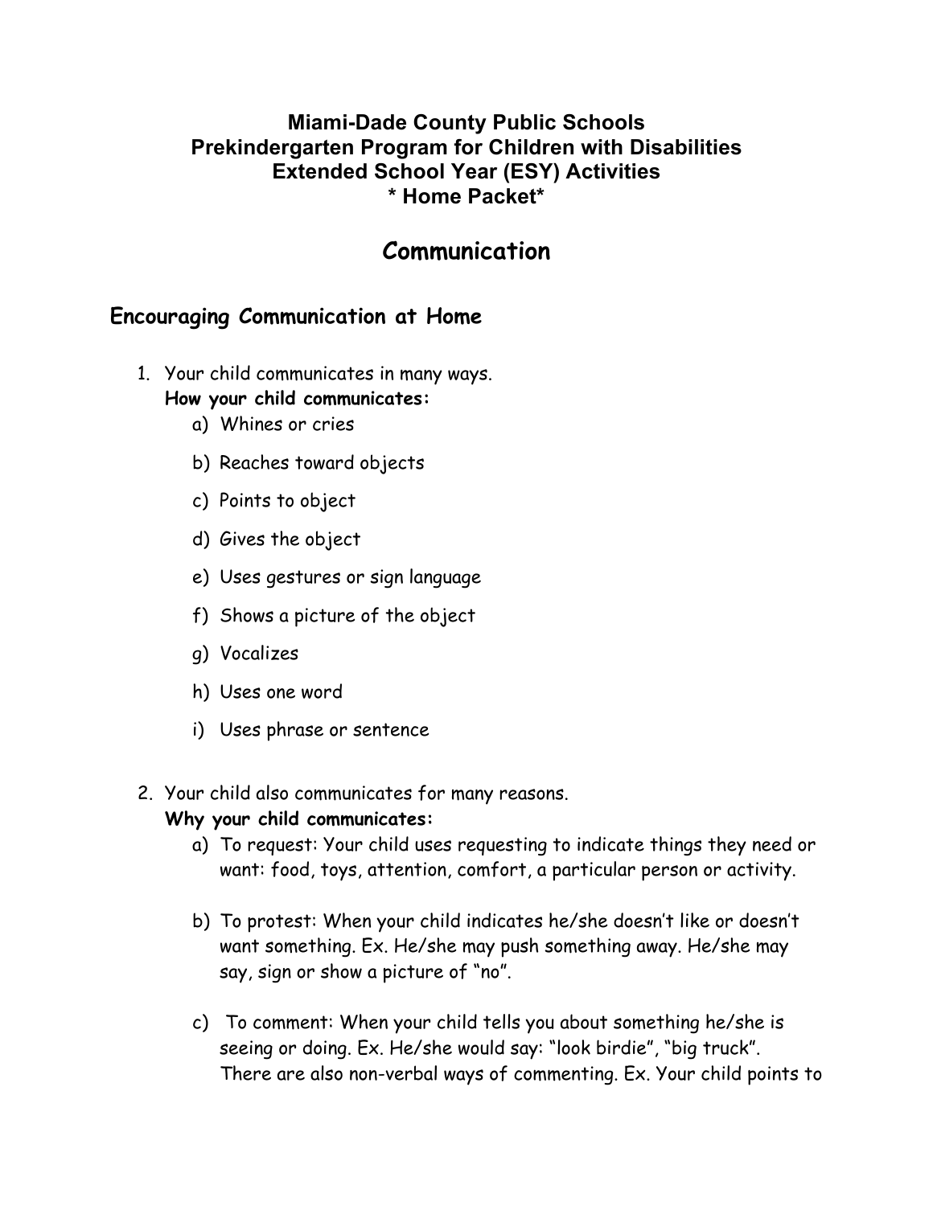**Miami-Dade County Public Schools**
**Prekindergarten Program for Children with Disabilities**
**Extended School Year (ESY) Activities**
**\* Home Packet\***

# Communication

## Encouraging Communication at Home

1. Your child communicates in many ways.
   **How your child communicates:**
   a) Whines or cries
   b) Reaches toward objects
   c) Points to object
   d) Gives the object
   e) Uses gestures or sign language
   f) Shows a picture of the object
   g) Vocalizes
   h) Uses one word
   i) Uses phrase or sentence

2. Your child also communicates for many reasons.
   **Why your child communicates:**
   a) To request: Your child uses requesting to indicate things they need or want: food, toys, attention, comfort, a particular person or activity.

   b) To protest: When your child indicates he/she doesn't like or doesn't want something. Ex. He/she may push something away. He/she may say, sign or show a picture of "no".

   c) To comment: When your child tells you about something he/she is seeing or doing. Ex. He/she would say: "look birdie", "big truck". There are also non-verbal ways of commenting. Ex. Your child points to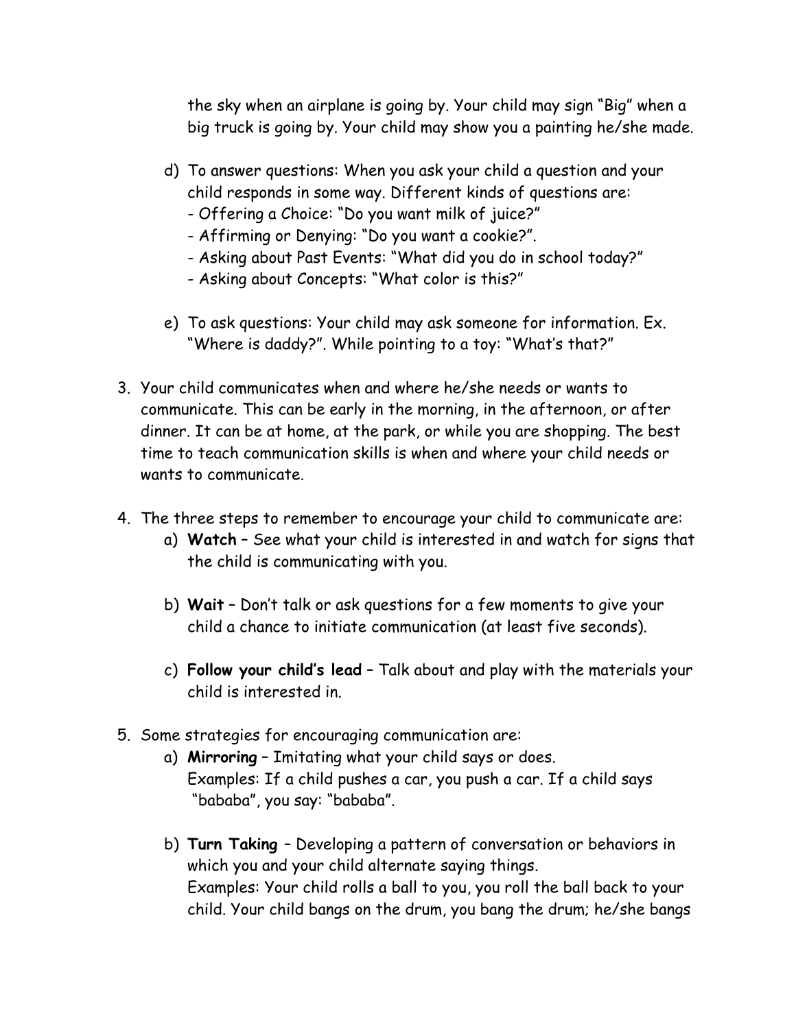the sky when an airplane is going by. Your child may sign "Big" when a big truck is going by. Your child may show you a painting he/she made.

d) To answer questions: When you ask your child a question and your child responds in some way. Different kinds of questions are:
   - Offering a Choice: "Do you want milk of juice?"
   - Affirming or Denying: "Do you want a cookie?".
   - Asking about Past Events: "What did you do in school today?"
   - Asking about Concepts: "What color is this?"

e) To ask questions: Your child may ask someone for information. Ex. "Where is daddy?". While pointing to a toy: "What's that?"

3. Your child communicates when and where he/she needs or wants to communicate. This can be early in the morning, in the afternoon, or after dinner. It can be at home, at the park, or while you are shopping. The best time to teach communication skills is when and where your child needs or wants to communicate.

4. The three steps to remember to encourage your child to communicate are:
   a) **Watch** – See what your child is interested in and watch for signs that the child is communicating with you.

   b) **Wait** – Don't talk or ask questions for a few moments to give your child a chance to initiate communication (at least five seconds).

   c) **Follow your child's lead** – Talk about and play with the materials your child is interested in.

5. Some strategies for encouraging communication are:
   a) **Mirroring** – Imitating what your child says or does.
   Examples: If a child pushes a car, you push a car. If a child says "bababa", you say: "bababa".

   b) **Turn Taking** – Developing a pattern of conversation or behaviors in which you and your child alternate saying things.
   Examples: Your child rolls a ball to you, you roll the ball back to your child. Your child bangs on the drum, you bang the drum; he/she bangs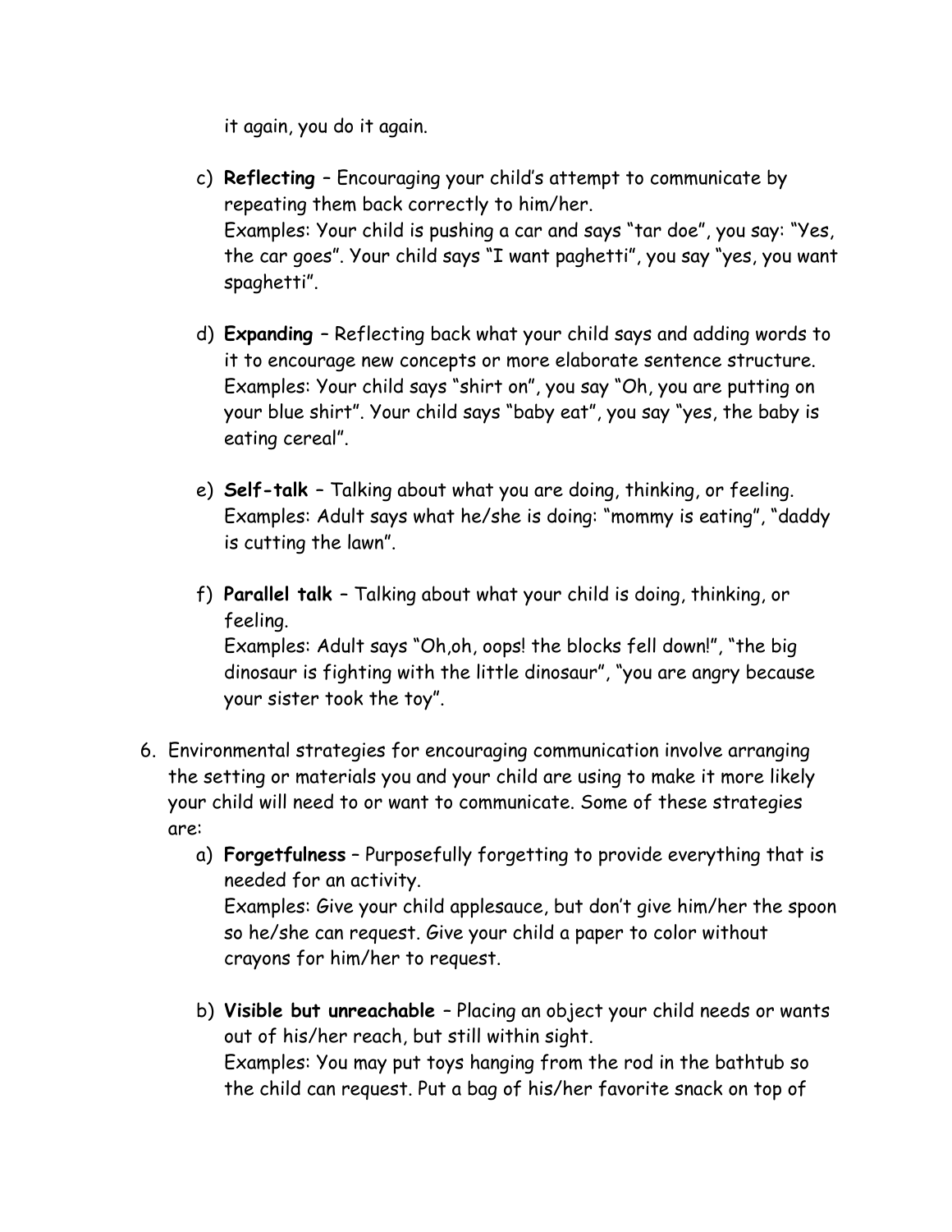it again, you do it again.

c) **Reflecting** – Encouraging your child's attempt to communicate by repeating them back correctly to him/her.
Examples: Your child is pushing a car and says "tar doe", you say: "Yes, the car goes". Your child says "I want paghetti", you say "yes, you want spaghetti".

d) **Expanding** – Reflecting back what your child says and adding words to it to encourage new concepts or more elaborate sentence structure.
Examples: Your child says "shirt on", you say "Oh, you are putting on your blue shirt". Your child says "baby eat", you say "yes, the baby is eating cereal".

e) **Self-talk** – Talking about what you are doing, thinking, or feeling.
Examples: Adult says what he/she is doing: "mommy is eating", "daddy is cutting the lawn".

f) **Parallel talk** – Talking about what your child is doing, thinking, or feeling.
Examples: Adult says "Oh,oh, oops! the blocks fell down!", "the big dinosaur is fighting with the little dinosaur", "you are angry because your sister took the toy".

6. Environmental strategies for encouraging communication involve arranging the setting or materials you and your child are using to make it more likely your child will need to or want to communicate. Some of these strategies are:

   a) **Forgetfulness** – Purposefully forgetting to provide everything that is needed for an activity.
   Examples: Give your child applesauce, but don't give him/her the spoon so he/she can request. Give your child a paper to color without crayons for him/her to request.

   b) **Visible but unreachable** – Placing an object your child needs or wants out of his/her reach, but still within sight.
   Examples: You may put toys hanging from the rod in the bathtub so the child can request. Put a bag of his/her favorite snack on top of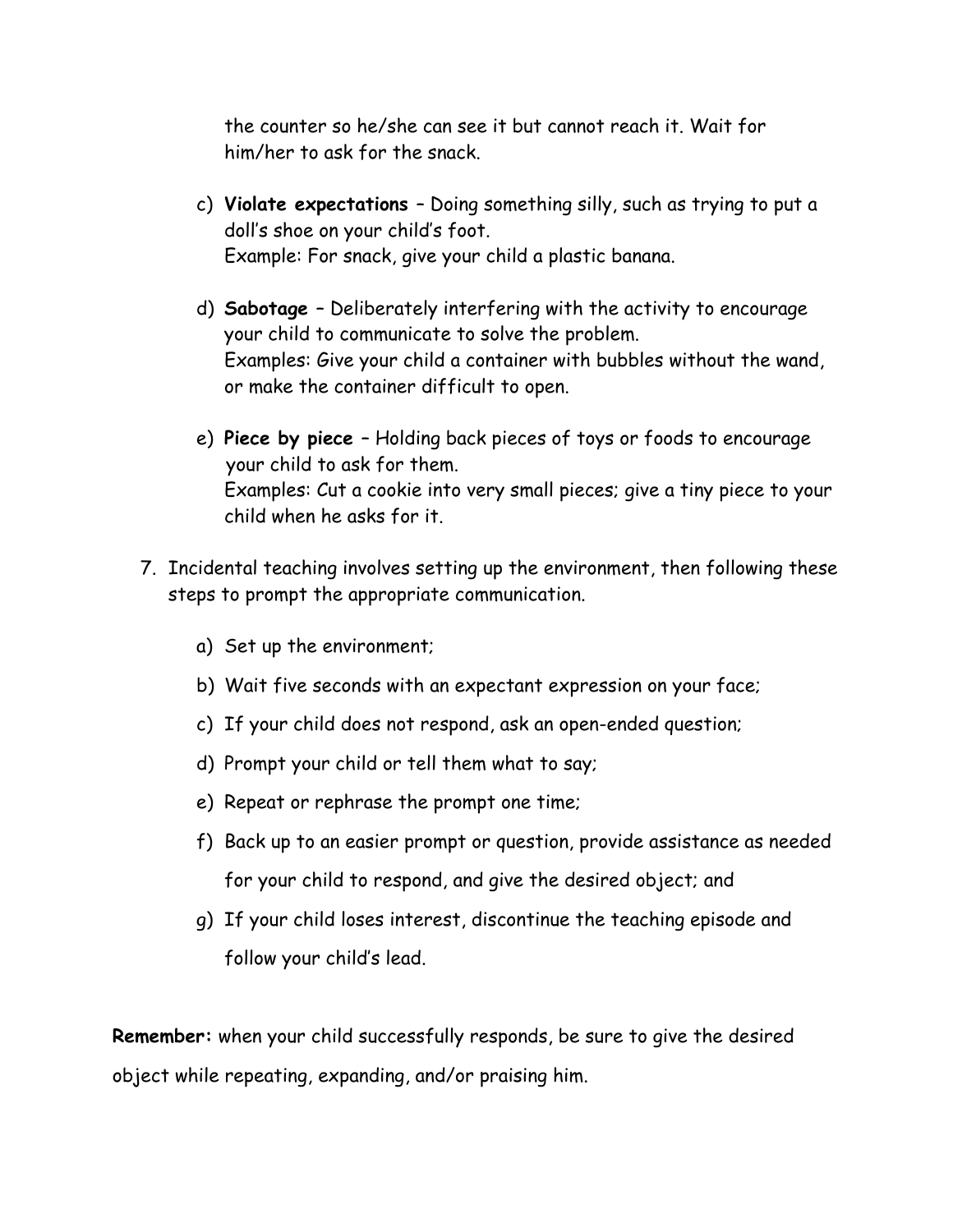the counter so he/she can see it but cannot reach it. Wait for him/her to ask for the snack.

c) **Violate expectations** – Doing something silly, such as trying to put a doll's shoe on your child's foot.
   Example: For snack, give your child a plastic banana.

d) **Sabotage** – Deliberately interfering with the activity to encourage your child to communicate to solve the problem.
   Examples: Give your child a container with bubbles without the wand, or make the container difficult to open.

e) **Piece by piece** – Holding back pieces of toys or foods to encourage your child to ask for them.
   Examples: Cut a cookie into very small pieces; give a tiny piece to your child when he asks for it.

7. Incidental teaching involves setting up the environment, then following these steps to prompt the appropriate communication.

   a) Set up the environment;

   b) Wait five seconds with an expectant expression on your face;

   c) If your child does not respond, ask an open-ended question;

   d) Prompt your child or tell them what to say;

   e) Repeat or rephrase the prompt one time;

   f) Back up to an easier prompt or question, provide assistance as needed for your child to respond, and give the desired object; and

   g) If your child loses interest, discontinue the teaching episode and follow your child's lead.

**Remember:** when your child successfully responds, be sure to give the desired object while repeating, expanding, and/or praising him.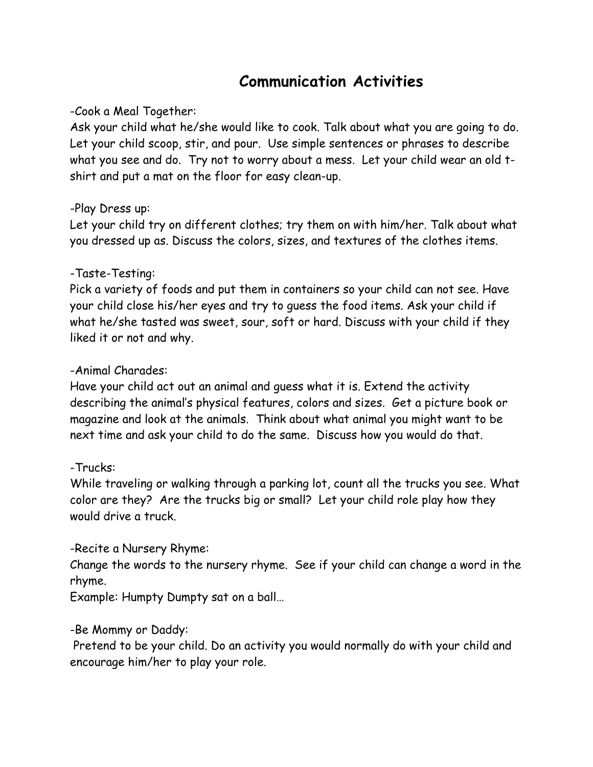# Communication Activities

-Cook a Meal Together:
Ask your child what he/she would like to cook. Talk about what you are going to do. Let your child scoop, stir, and pour. Use simple sentences or phrases to describe what you see and do. Try not to worry about a mess. Let your child wear an old t-shirt and put a mat on the floor for easy clean-up.

-Play Dress up:
Let your child try on different clothes; try them on with him/her. Talk about what you dressed up as. Discuss the colors, sizes, and textures of the clothes items.

-Taste-Testing:
Pick a variety of foods and put them in containers so your child can not see. Have your child close his/her eyes and try to guess the food items. Ask your child if what he/she tasted was sweet, sour, soft or hard. Discuss with your child if they liked it or not and why.

-Animal Charades:
Have your child act out an animal and guess what it is. Extend the activity describing the animal's physical features, colors and sizes. Get a picture book or magazine and look at the animals. Think about what animal you might want to be next time and ask your child to do the same. Discuss how you would do that.

-Trucks:
While traveling or walking through a parking lot, count all the trucks you see. What color are they? Are the trucks big or small? Let your child role play how they would drive a truck.

-Recite a Nursery Rhyme:
Change the words to the nursery rhyme. See if your child can change a word in the rhyme.
Example: Humpty Dumpty sat on a ball…

-Be Mommy or Daddy:
Pretend to be your child. Do an activity you would normally do with your child and encourage him/her to play your role.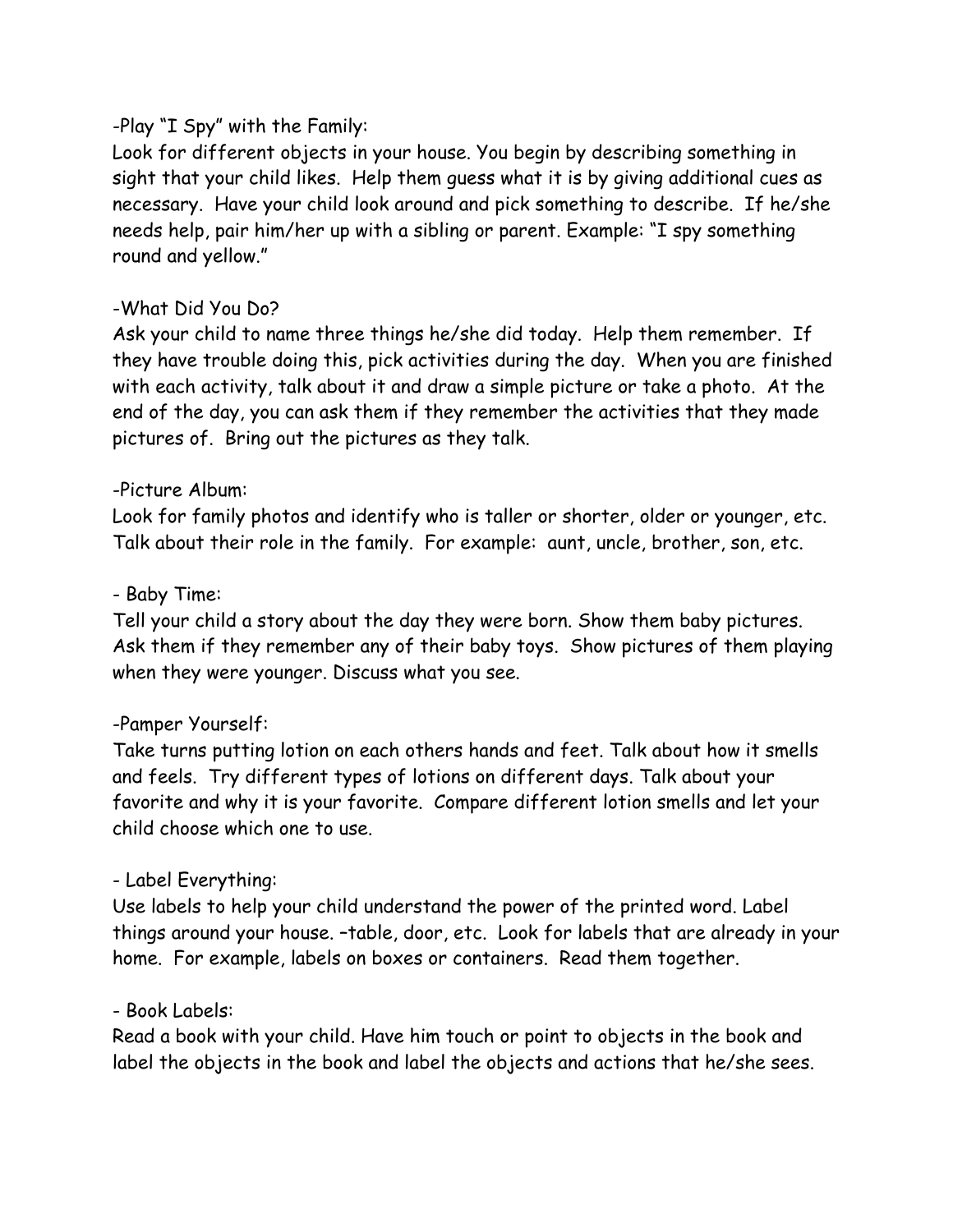-Play “I Spy” with the Family:
Look for different objects in your house. You begin by describing something in sight that your child likes. Help them guess what it is by giving additional cues as necessary. Have your child look around and pick something to describe. If he/she needs help, pair him/her up with a sibling or parent. Example: “I spy something round and yellow.”

-What Did You Do?
Ask your child to name three things he/she did today. Help them remember. If they have trouble doing this, pick activities during the day. When you are finished with each activity, talk about it and draw a simple picture or take a photo. At the end of the day, you can ask them if they remember the activities that they made pictures of. Bring out the pictures as they talk.

-Picture Album:
Look for family photos and identify who is taller or shorter, older or younger, etc. Talk about their role in the family. For example: aunt, uncle, brother, son, etc.

- Baby Time:
Tell your child a story about the day they were born. Show them baby pictures. Ask them if they remember any of their baby toys. Show pictures of them playing when they were younger. Discuss what you see.

-Pamper Yourself:
Take turns putting lotion on each others hands and feet. Talk about how it smells and feels. Try different types of lotions on different days. Talk about your favorite and why it is your favorite. Compare different lotion smells and let your child choose which one to use.

- Label Everything:
Use labels to help your child understand the power of the printed word. Label things around your house. –table, door, etc. Look for labels that are already in your home. For example, labels on boxes or containers. Read them together.

- Book Labels:
Read a book with your child. Have him touch or point to objects in the book and label the objects in the book and label the objects and actions that he/she sees.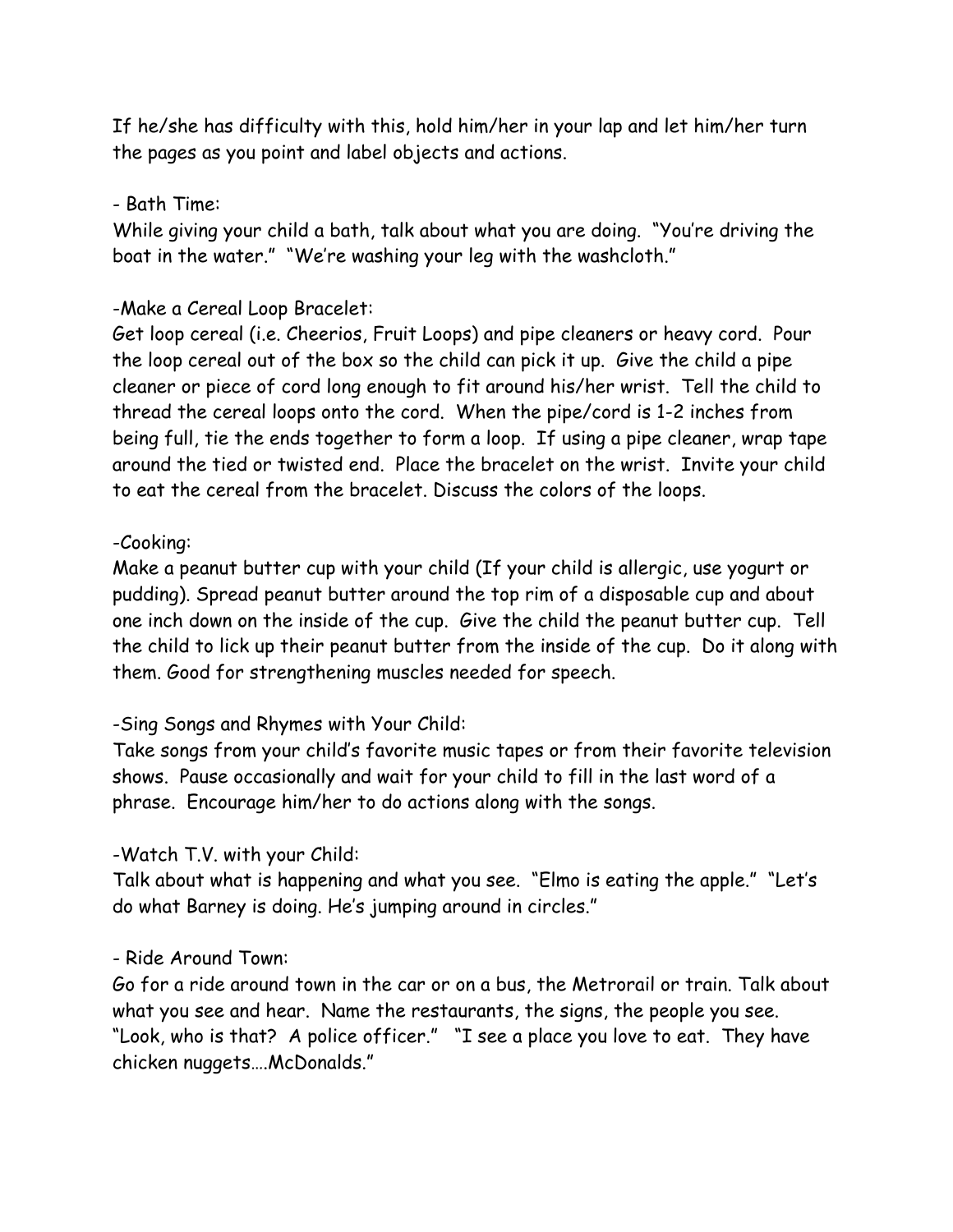If he/she has difficulty with this, hold him/her in your lap and let him/her turn the pages as you point and label objects and actions.

- Bath Time:
While giving your child a bath, talk about what you are doing. "You're driving the boat in the water." "We're washing your leg with the washcloth."

-Make a Cereal Loop Bracelet:
Get loop cereal (i.e. Cheerios, Fruit Loops) and pipe cleaners or heavy cord. Pour the loop cereal out of the box so the child can pick it up. Give the child a pipe cleaner or piece of cord long enough to fit around his/her wrist. Tell the child to thread the cereal loops onto the cord. When the pipe/cord is 1-2 inches from being full, tie the ends together to form a loop. If using a pipe cleaner, wrap tape around the tied or twisted end. Place the bracelet on the wrist. Invite your child to eat the cereal from the bracelet. Discuss the colors of the loops.

-Cooking:
Make a peanut butter cup with your child (If your child is allergic, use yogurt or pudding). Spread peanut butter around the top rim of a disposable cup and about one inch down on the inside of the cup. Give the child the peanut butter cup. Tell the child to lick up their peanut butter from the inside of the cup. Do it along with them. Good for strengthening muscles needed for speech.

-Sing Songs and Rhymes with Your Child:
Take songs from your child's favorite music tapes or from their favorite television shows. Pause occasionally and wait for your child to fill in the last word of a phrase. Encourage him/her to do actions along with the songs.

-Watch T.V. with your Child:
Talk about what is happening and what you see. "Elmo is eating the apple." "Let's do what Barney is doing. He's jumping around in circles."

- Ride Around Town:
Go for a ride around town in the car or on a bus, the Metrorail or train. Talk about what you see and hear. Name the restaurants, the signs, the people you see. "Look, who is that? A police officer." "I see a place you love to eat. They have chicken nuggets….McDonalds."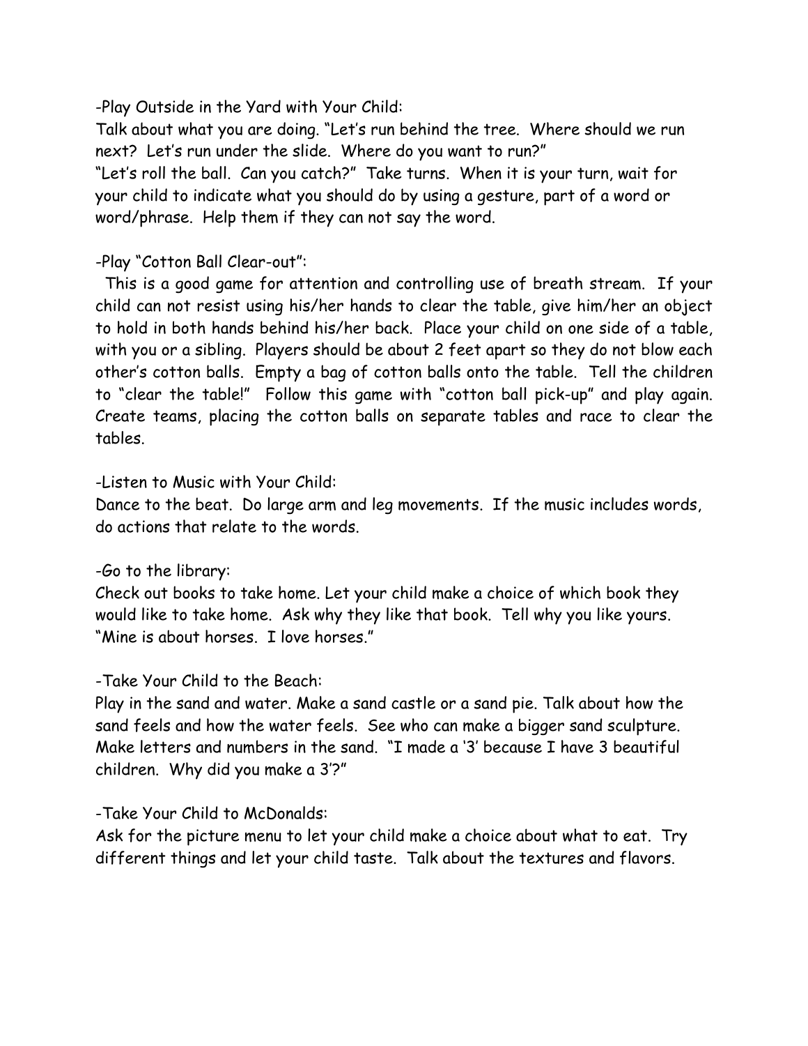-Play Outside in the Yard with Your Child:
Talk about what you are doing. "Let's run behind the tree. Where should we run next? Let's run under the slide. Where do you want to run?"
"Let's roll the ball. Can you catch?" Take turns. When it is your turn, wait for your child to indicate what you should do by using a gesture, part of a word or word/phrase. Help them if they can not say the word.

-Play "Cotton Ball Clear-out":
This is a good game for attention and controlling use of breath stream. If your child can not resist using his/her hands to clear the table, give him/her an object to hold in both hands behind his/her back. Place your child on one side of a table, with you or a sibling. Players should be about 2 feet apart so they do not blow each other's cotton balls. Empty a bag of cotton balls onto the table. Tell the children to "clear the table!" Follow this game with "cotton ball pick-up" and play again. Create teams, placing the cotton balls on separate tables and race to clear the tables.

-Listen to Music with Your Child:
Dance to the beat. Do large arm and leg movements. If the music includes words, do actions that relate to the words.

-Go to the library:
Check out books to take home. Let your child make a choice of which book they would like to take home. Ask why they like that book. Tell why you like yours. "Mine is about horses. I love horses."

-Take Your Child to the Beach:
Play in the sand and water. Make a sand castle or a sand pie. Talk about how the sand feels and how the water feels. See who can make a bigger sand sculpture. Make letters and numbers in the sand. "I made a '3' because I have 3 beautiful children. Why did you make a 3'?"

-Take Your Child to McDonalds:
Ask for the picture menu to let your child make a choice about what to eat. Try different things and let your child taste. Talk about the textures and flavors.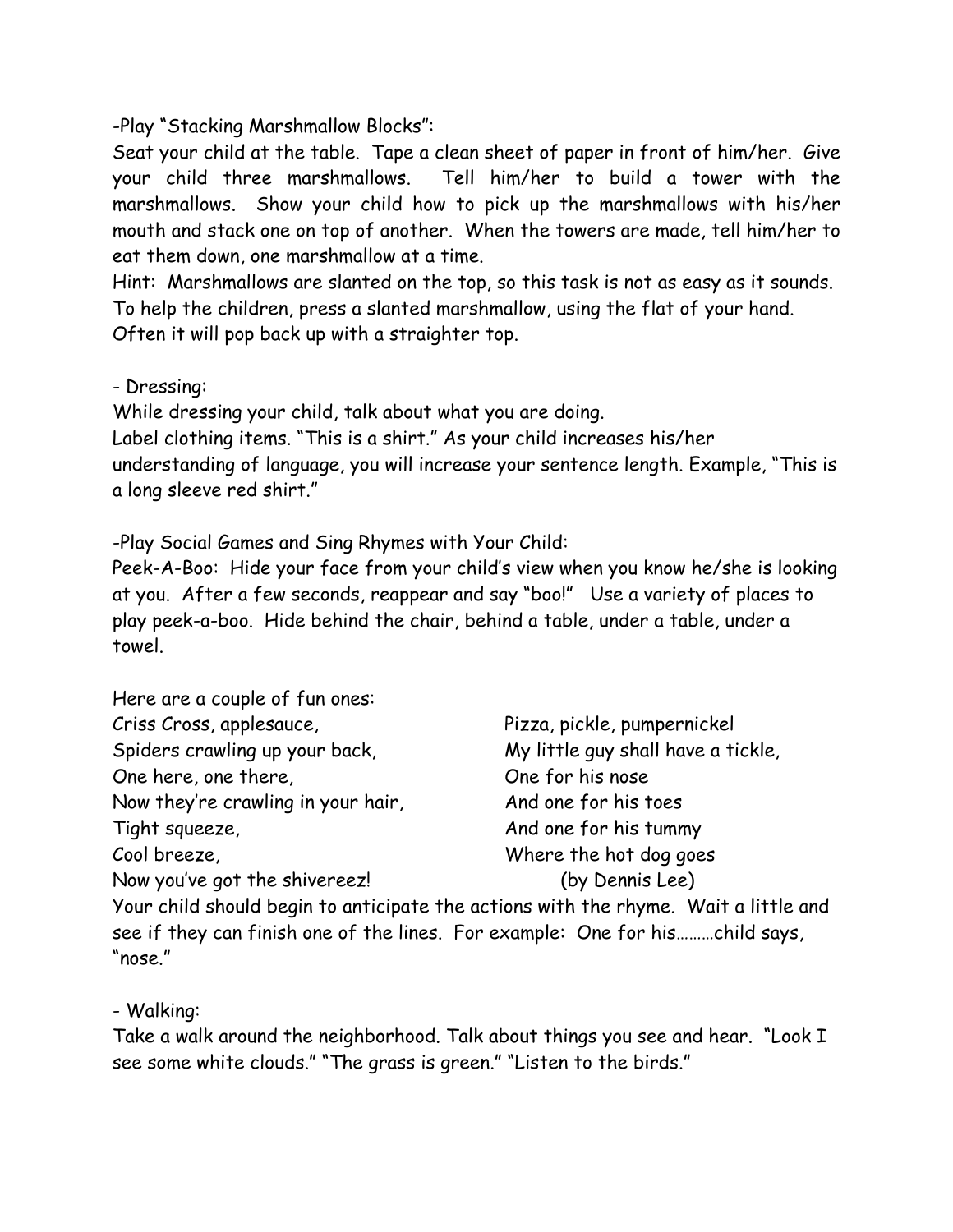-Play "Stacking Marshmallow Blocks":

Seat your child at the table. Tape a clean sheet of paper in front of him/her. Give your child three marshmallows. Tell him/her to build a tower with the marshmallows. Show your child how to pick up the marshmallows with his/her mouth and stack one on top of another. When the towers are made, tell him/her to eat them down, one marshmallow at a time.

Hint: Marshmallows are slanted on the top, so this task is not as easy as it sounds. To help the children, press a slanted marshmallow, using the flat of your hand. Often it will pop back up with a straighter top.

- Dressing:

While dressing your child, talk about what you are doing.
Label clothing items. "This is a shirt." As your child increases his/her understanding of language, you will increase your sentence length. Example, "This is a long sleeve red shirt."

-Play Social Games and Sing Rhymes with Your Child:

Peek-A-Boo: Hide your face from your child's view when you know he/she is looking at you. After a few seconds, reappear and say "boo!" Use a variety of places to play peek-a-boo. Hide behind the chair, behind a table, under a table, under a towel.

Here are a couple of fun ones:

Criss Cross, applesauce,
Spiders crawling up your back,
One here, one there,
Now they're crawling in your hair,
Tight squeeze,
Cool breeze,
Now you've got the shivereez!

Pizza, pickle, pumpernickel
My little guy shall have a tickle,
One for his nose
And one for his toes
And one for his tummy
Where the hot dog goes
(by Dennis Lee)

Your child should begin to anticipate the actions with the rhyme. Wait a little and see if they can finish one of the lines. For example: One for his………child says, "nose."

- Walking:

Take a walk around the neighborhood. Talk about things you see and hear. "Look I see some white clouds." "The grass is green." "Listen to the birds."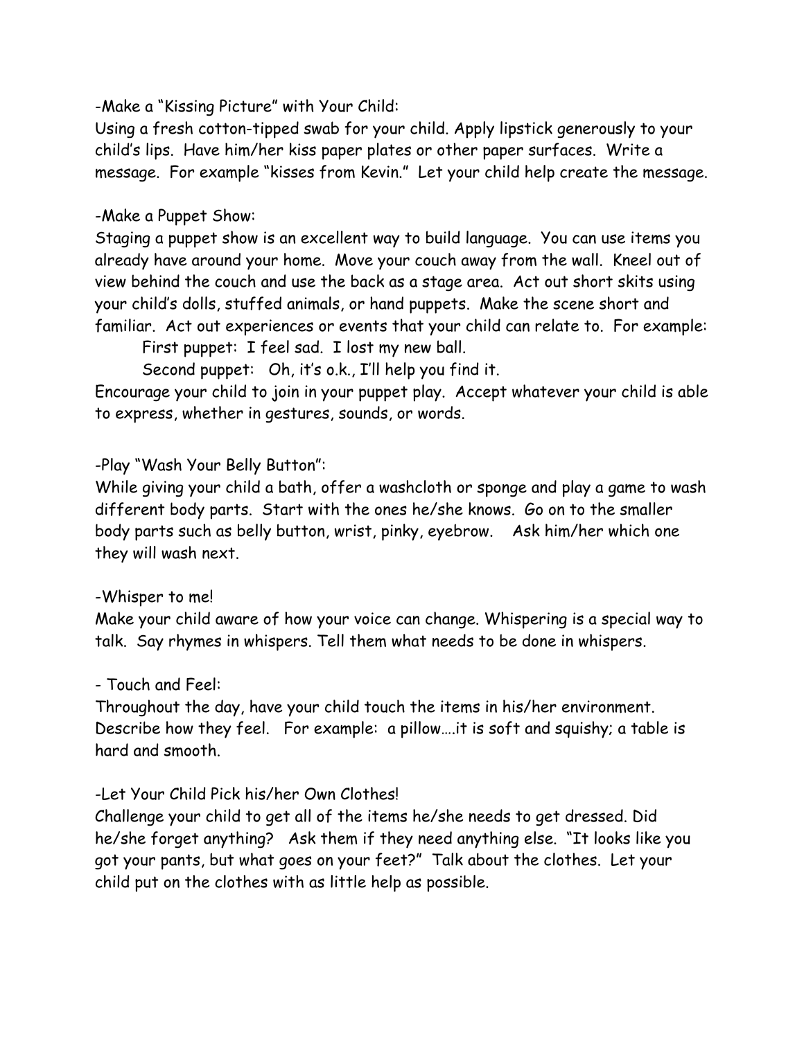-Make a "Kissing Picture" with Your Child:
Using a fresh cotton-tipped swab for your child. Apply lipstick generously to your child's lips. Have him/her kiss paper plates or other paper surfaces. Write a message. For example "kisses from Kevin." Let your child help create the message.

-Make a Puppet Show:
Staging a puppet show is an excellent way to build language. You can use items you already have around your home. Move your couch away from the wall. Kneel out of view behind the couch and use the back as a stage area. Act out short skits using your child's dolls, stuffed animals, or hand puppets. Make the scene short and familiar. Act out experiences or events that your child can relate to. For example:

First puppet: I feel sad. I lost my new ball.

Second puppet: Oh, it's o.k., I'll help you find it.

Encourage your child to join in your puppet play. Accept whatever your child is able to express, whether in gestures, sounds, or words.

-Play "Wash Your Belly Button":
While giving your child a bath, offer a washcloth or sponge and play a game to wash different body parts. Start with the ones he/she knows. Go on to the smaller body parts such as belly button, wrist, pinky, eyebrow. Ask him/her which one they will wash next.

-Whisper to me!
Make your child aware of how your voice can change. Whispering is a special way to talk. Say rhymes in whispers. Tell them what needs to be done in whispers.

- Touch and Feel:
Throughout the day, have your child touch the items in his/her environment. Describe how they feel. For example: a pillow….it is soft and squishy; a table is hard and smooth.

-Let Your Child Pick his/her Own Clothes!
Challenge your child to get all of the items he/she needs to get dressed. Did he/she forget anything? Ask them if they need anything else. "It looks like you got your pants, but what goes on your feet?" Talk about the clothes. Let your child put on the clothes with as little help as possible.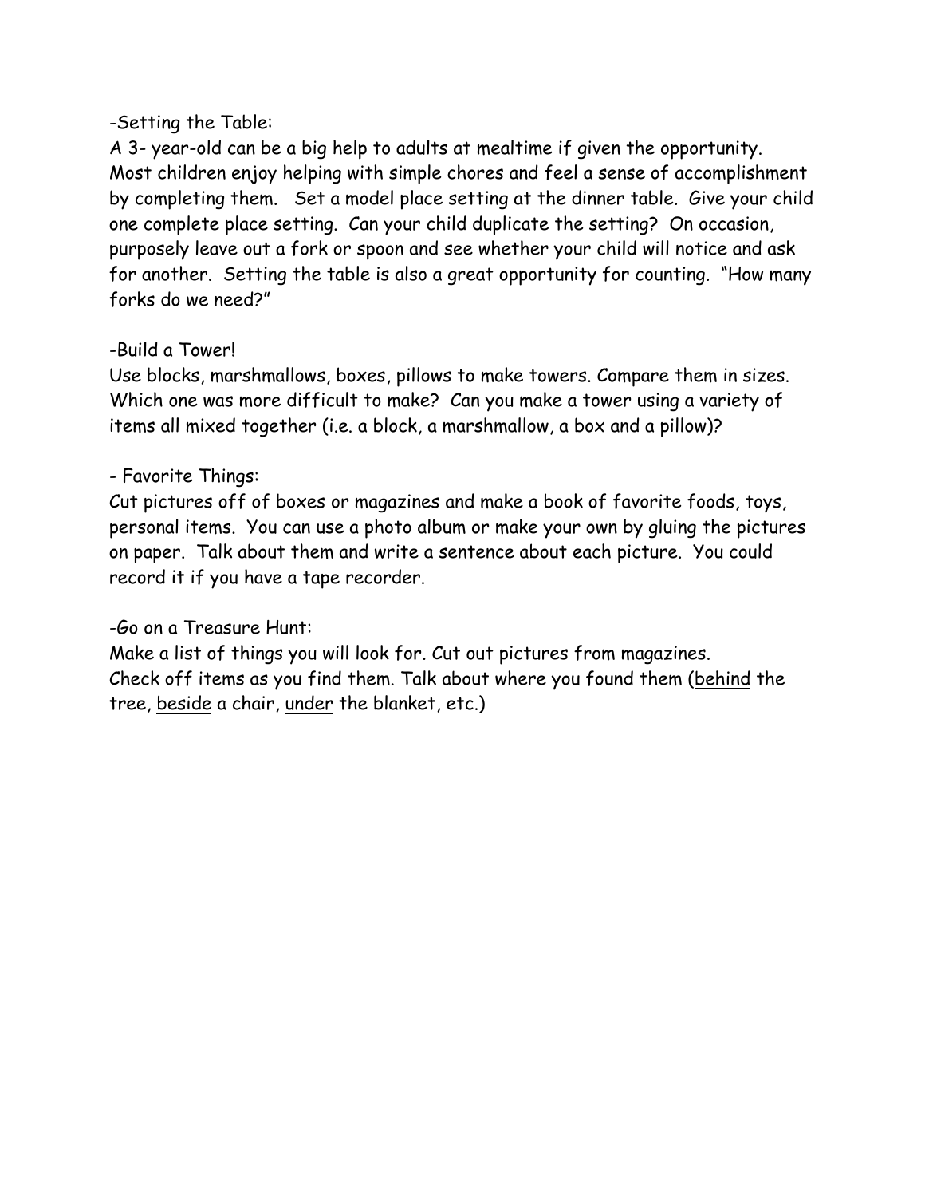-Setting the Table:

A 3- year-old can be a big help to adults at mealtime if given the opportunity. Most children enjoy helping with simple chores and feel a sense of accomplishment by completing them. Set a model place setting at the dinner table. Give your child one complete place setting. Can your child duplicate the setting? On occasion, purposely leave out a fork or spoon and see whether your child will notice and ask for another. Setting the table is also a great opportunity for counting. "How many forks do we need?"

-Build a Tower!

Use blocks, marshmallows, boxes, pillows to make towers. Compare them in sizes. Which one was more difficult to make? Can you make a tower using a variety of items all mixed together (i.e. a block, a marshmallow, a box and a pillow)?

- Favorite Things:

Cut pictures off of boxes or magazines and make a book of favorite foods, toys, personal items. You can use a photo album or make your own by gluing the pictures on paper. Talk about them and write a sentence about each picture. You could record it if you have a tape recorder.

-Go on a Treasure Hunt:

Make a list of things you will look for. Cut out pictures from magazines. Check off items as you find them. Talk about where you found them (<u>behind</u> the tree, <u>beside</u> a chair, <u>under</u> the blanket, etc.)